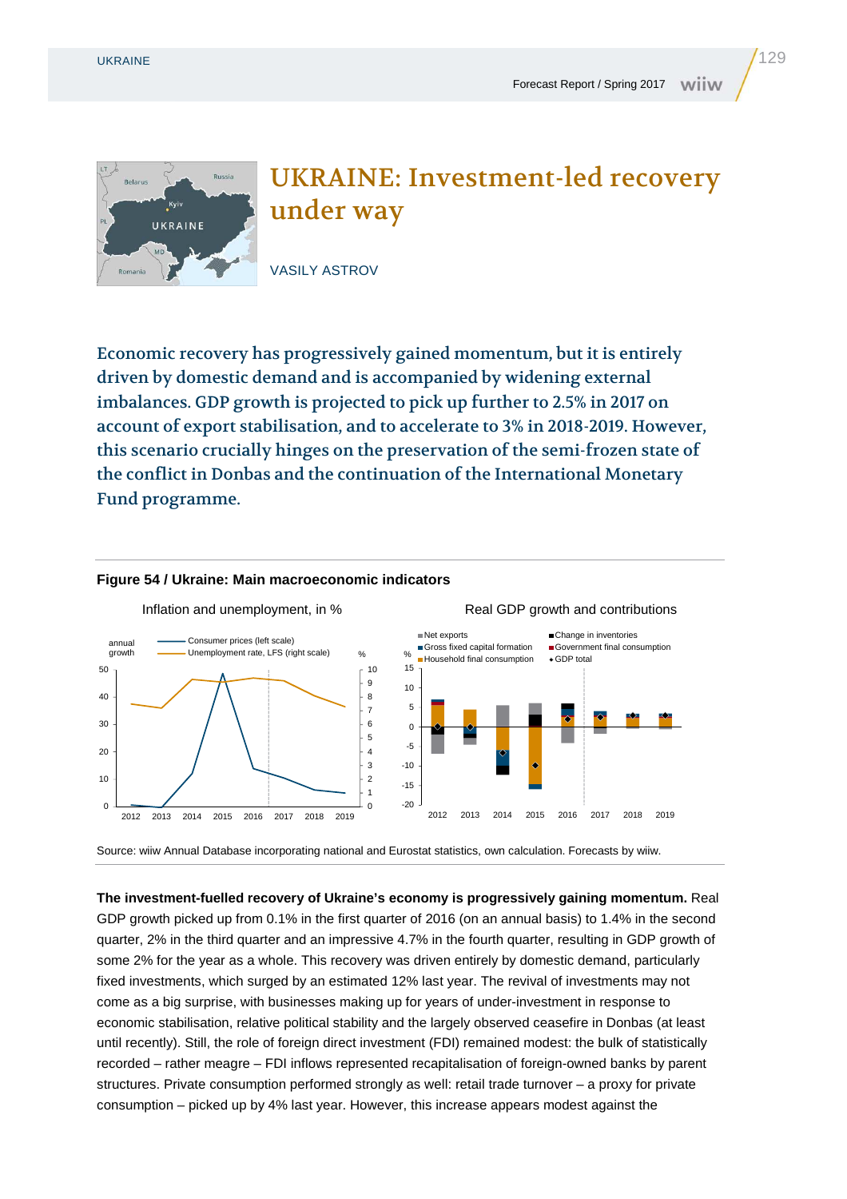# UKRAINE: Investment-led recovery under way

VASILY ASTROV

**Economic recovery has progressively gained momentum, but it is entirely driven by domestic demand and is accompanied by widening external imbalances. GDP growth is projected to pick up further to 2.5% in 2017 on account of export stabilisation, and to accelerate to 3% in 2018-2019. However, this scenario crucially hinges on the preservation of the semi-frozen state of the conflict in Donbas and the continuation of the International Monetary Fund programme.**

**Figure 54 / Ukraine: Main macroeconomic indicators**

Inflation and unemployment, in %

Real GDP growth and contributions

Source: wiiw Annual Database incorporating national and Eurostat statistics, own calculation. Forecasts by wiiw.

**The investment-fuelled recovery of Ukraine's economy is progressively gaining momentum.** Real GDP growth picked up from 0.1% in the first quarter of 2016 (on an annual basis) to 1.4% in the second quarter, 2% in the third quarter and an impressive 4.7% in the fourth quarter, resulting in GDP growth of some 2% for the year as a whole. This recovery was driven entirely by domestic demand, particularly fixed investments, which surged by an estimated 12% last year. The revival of investments may not come as a big surprise, with businesses making up for years of under-investment in response to economic stabilisation, relative political stability and the largely observed ceasefire in Donbas (at least until recently). Still, the role of foreign direct investment (FDI) remained modest: the bulk of statistically recorded – rather meagre – FDI inflows represented recapitalisation of foreign-owned banks by parent structures. Private consumption performed strongly as well: retail trade turnover – a proxy for private consumption – picked up by 4% last year. However, this increase appears modest against the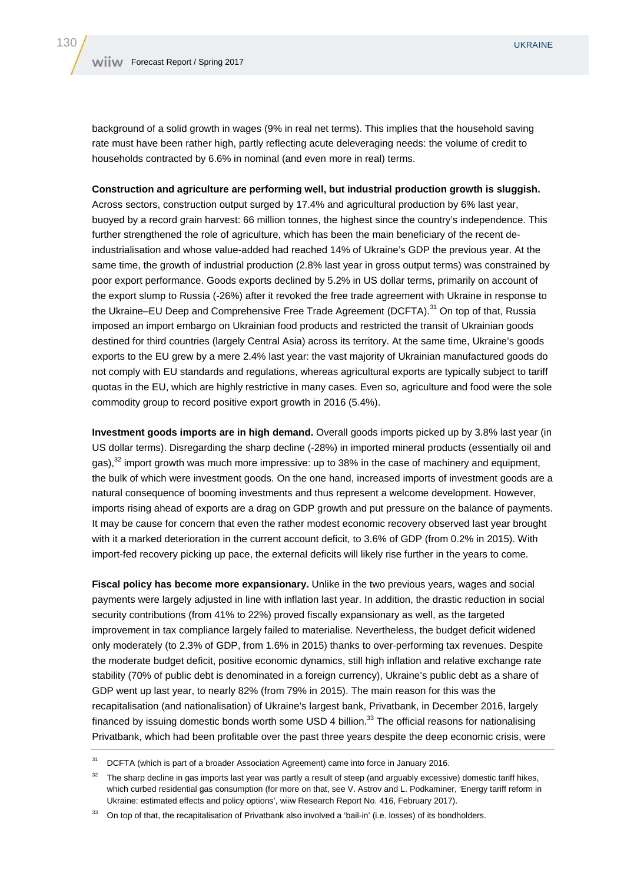background of a solid growth in wages (9% in real net terms). This implies that the household saving rate must have been rather high, partly reflecting acute deleveraging needs: the volume of credit to households contracted by 6.6% in nominal (and even more in real) terms.

**Construction and agriculture are performing well, but industrial production growth is sluggish.** Across sectors, construction output surged by 17.4% and agricultural production by 6% last year, buoyed by a record grain harvest: 66 million tonnes, the highest since the country's independence. This further strengthened the role of agriculture, which has been the main beneficiary of the recent de-industrialisation and whose value-added had reached 14% of Ukraine's GDP the previous year. At the same time, the growth of industrial production (2.8% last year in gross output terms) was constrained by poor export performance. Goods exports declined by 5.2% in US dollar terms, primarily on account of the export slump to Russia (-26%) after it revoked the free trade agreement with Ukraine in response to the Ukraine–EU Deep and Comprehensive Free Trade Agreement (DCFTA).[31] On top of that, Russia imposed an import embargo on Ukrainian food products and restricted the transit of Ukrainian goods destined for third countries (largely Central Asia) across its territory. At the same time, Ukraine's goods exports to the EU grew by a mere 2.4% last year: the vast majority of Ukrainian manufactured goods do not comply with EU standards and regulations, whereas agricultural exports are typically subject to tariff quotas in the EU, which are highly restrictive in many cases. Even so, agriculture and food were the sole commodity group to record positive export growth in 2016 (5.4%).

**Investment goods imports are in high demand.** Overall goods imports picked up by 3.8% last year (in US dollar terms). Disregarding the sharp decline (-28%) in imported mineral products (essentially oil and gas),[32] import growth was much more impressive: up to 38% in the case of machinery and equipment, the bulk of which were investment goods. On the one hand, increased imports of investment goods are a natural consequence of booming investments and thus represent a welcome development. However, imports rising ahead of exports are a drag on GDP growth and put pressure on the balance of payments. It may be cause for concern that even the rather modest economic recovery observed last year brought with it a marked deterioration in the current account deficit, to 3.6% of GDP (from 0.2% in 2015). With import-fed recovery picking up pace, the external deficits will likely rise further in the years to come.

**Fiscal policy has become more expansionary.** Unlike in the two previous years, wages and social payments were largely adjusted in line with inflation last year. In addition, the drastic reduction in social security contributions (from 41% to 22%) proved fiscally expansionary as well, as the targeted improvement in tax compliance largely failed to materialise. Nevertheless, the budget deficit widened only moderately (to 2.3% of GDP, from 1.6% in 2015) thanks to over-performing tax revenues. Despite the moderate budget deficit, positive economic dynamics, still high inflation and relative exchange rate stability (70% of public debt is denominated in a foreign currency), Ukraine's public debt as a share of GDP went up last year, to nearly 82% (from 79% in 2015). The main reason for this was the recapitalisation (and nationalisation) of Ukraine's largest bank, Privatbank, in December 2016, largely financed by issuing domestic bonds worth some USD 4 billion.[33] The official reasons for nationalising Privatbank, which had been profitable over the past three years despite the deep economic crisis, were

[31] DCFTA (which is part of a broader Association Agreement) came into force in January 2016.

[32] The sharp decline in gas imports last year was partly a result of steep (and arguably excessive) domestic tariff hikes, which curbed residential gas consumption (for more on that, see V. Astrov and L. Podkaminer, 'Energy tariff reform in Ukraine: estimated effects and policy options', wiiw Research Report No. 416, February 2017).

[33] On top of that, the recapitalisation of Privatbank also involved a 'bail-in' (i.e. losses) of its bondholders.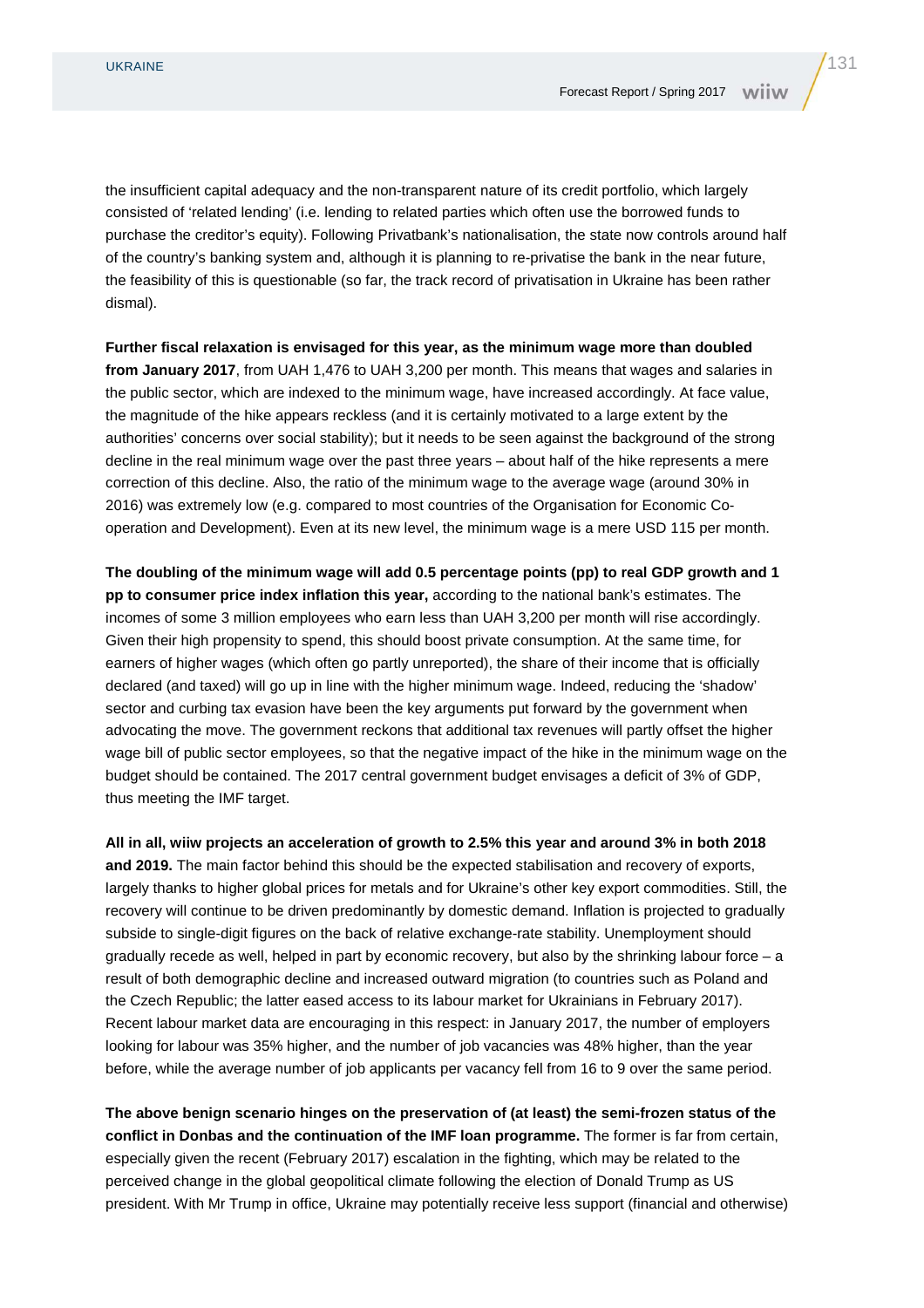the insufficient capital adequacy and the non-transparent nature of its credit portfolio, which largely consisted of 'related lending' (i.e. lending to related parties which often use the borrowed funds to purchase the creditor's equity). Following Privatbank's nationalisation, the state now controls around half of the country's banking system and, although it is planning to re-privatise the bank in the near future, the feasibility of this is questionable (so far, the track record of privatisation in Ukraine has been rather dismal).

**Further fiscal relaxation is envisaged for this year, as the minimum wage more than doubled from January 2017**, from UAH 1,476 to UAH 3,200 per month. This means that wages and salaries in the public sector, which are indexed to the minimum wage, have increased accordingly. At face value, the magnitude of the hike appears reckless (and it is certainly motivated to a large extent by the authorities' concerns over social stability); but it needs to be seen against the background of the strong decline in the real minimum wage over the past three years – about half of the hike represents a mere correction of this decline. Also, the ratio of the minimum wage to the average wage (around 30% in 2016) was extremely low (e.g. compared to most countries of the Organisation for Economic Co-operation and Development). Even at its new level, the minimum wage is a mere USD 115 per month.

**The doubling of the minimum wage will add 0.5 percentage points (pp) to real GDP growth and 1 pp to consumer price index inflation this year,** according to the national bank's estimates. The incomes of some 3 million employees who earn less than UAH 3,200 per month will rise accordingly. Given their high propensity to spend, this should boost private consumption. At the same time, for earners of higher wages (which often go partly unreported), the share of their income that is officially declared (and taxed) will go up in line with the higher minimum wage. Indeed, reducing the 'shadow' sector and curbing tax evasion have been the key arguments put forward by the government when advocating the move. The government reckons that additional tax revenues will partly offset the higher wage bill of public sector employees, so that the negative impact of the hike in the minimum wage on the budget should be contained. The 2017 central government budget envisages a deficit of 3% of GDP, thus meeting the IMF target.

**All in all, wiiw projects an acceleration of growth to 2.5% this year and around 3% in both 2018 and 2019.** The main factor behind this should be the expected stabilisation and recovery of exports, largely thanks to higher global prices for metals and for Ukraine's other key export commodities. Still, the recovery will continue to be driven predominantly by domestic demand. Inflation is projected to gradually subside to single-digit figures on the back of relative exchange-rate stability. Unemployment should gradually recede as well, helped in part by economic recovery, but also by the shrinking labour force – a result of both demographic decline and increased outward migration (to countries such as Poland and the Czech Republic; the latter eased access to its labour market for Ukrainians in February 2017). Recent labour market data are encouraging in this respect: in January 2017, the number of employers looking for labour was 35% higher, and the number of job vacancies was 48% higher, than the year before, while the average number of job applicants per vacancy fell from 16 to 9 over the same period.

**The above benign scenario hinges on the preservation of (at least) the semi-frozen status of the conflict in Donbas and the continuation of the IMF loan programme.** The former is far from certain, especially given the recent (February 2017) escalation in the fighting, which may be related to the perceived change in the global geopolitical climate following the election of Donald Trump as US president. With Mr Trump in office, Ukraine may potentially receive less support (financial and otherwise)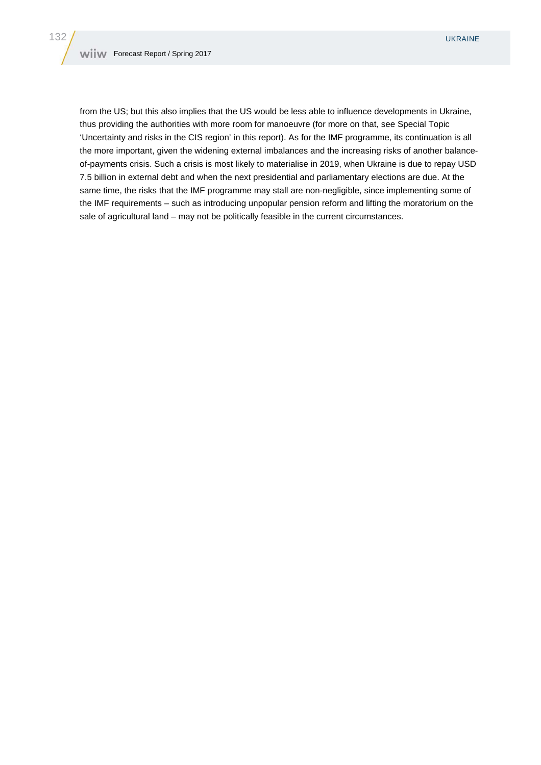from the US; but this also implies that the US would be less able to influence developments in Ukraine, thus providing the authorities with more room for manoeuvre (for more on that, see Special Topic 'Uncertainty and risks in the CIS region' in this report). As for the IMF programme, its continuation is all the more important, given the widening external imbalances and the increasing risks of another balance-of-payments crisis. Such a crisis is most likely to materialise in 2019, when Ukraine is due to repay USD 7.5 billion in external debt and when the next presidential and parliamentary elections are due. At the same time, the risks that the IMF programme may stall are non-negligible, since implementing some of the IMF requirements – such as introducing unpopular pension reform and lifting the moratorium on the sale of agricultural land – may not be politically feasible in the current circumstances.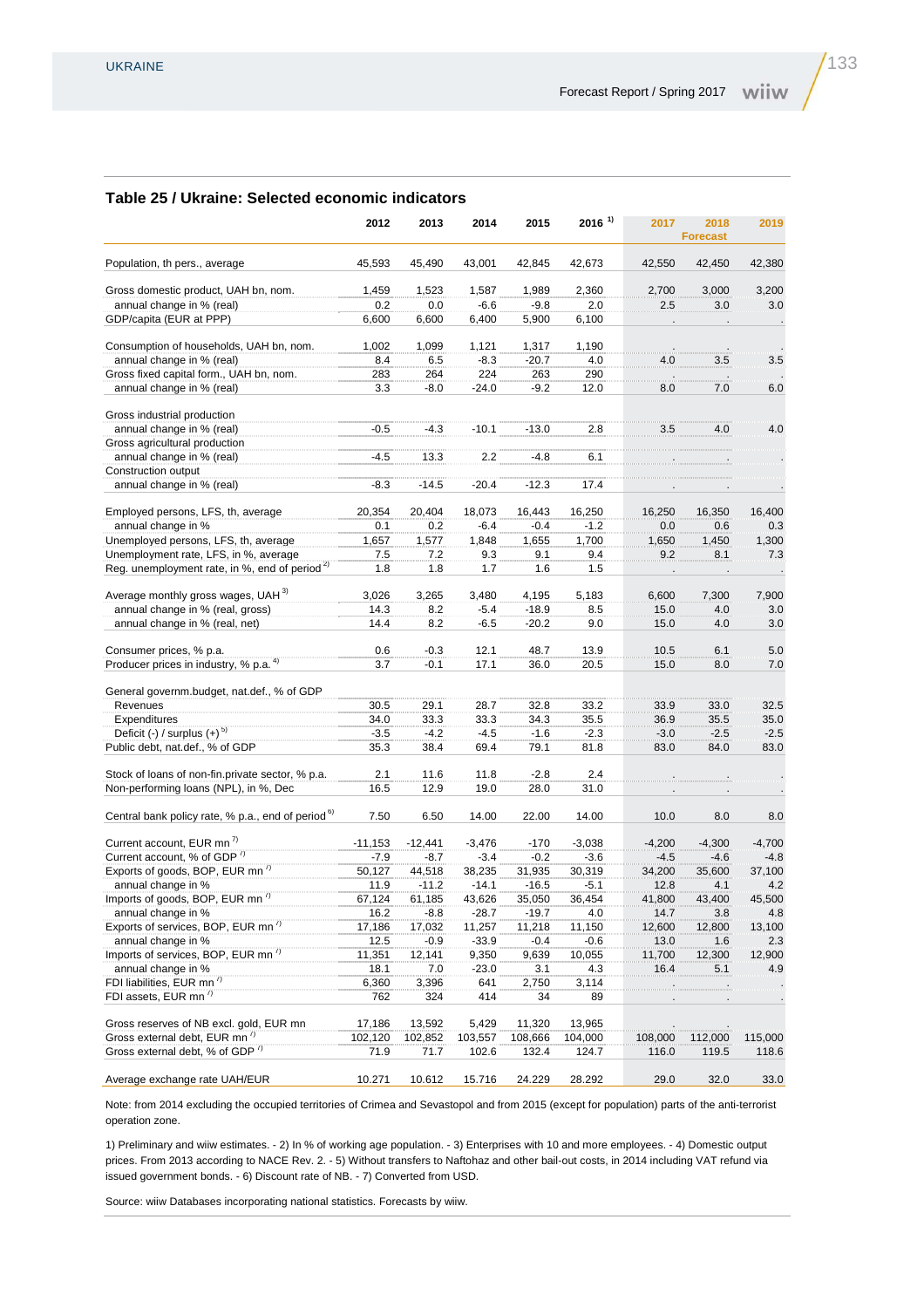## Table 25 / Ukraine: Selected economic indicators

| | 2012 | 2013 | 2014 | 2015 | 2016 1) | 2017 | 2018 Forecast | 2019 |
|---|---|---|---|---|---|---|---|---|
| Population, th pers., average | 45,593 | 45,490 | 43,001 | 42,845 | 42,673 | 42,550 | 42,450 | 42,380 |
| Gross domestic product, UAH bn, nom. | 1,459 | 1,523 | 1,587 | 1,989 | 2,360 | 2,700 | 3,000 | 3,200 |
| annual change in % (real) | 0.2 | 0.0 | -6.6 | -9.8 | 2.0 | 2.5 | 3.0 | 3.0 |
| GDP/capita (EUR at PPP) | 6,600 | 6,600 | 6,400 | 5,900 | 6,100 | . | . | . |
| Consumption of households, UAH bn, nom. | 1,002 | 1,099 | 1,121 | 1,317 | 1,190 | . | . | . |
| annual change in % (real) | 8.4 | 6.5 | -8.3 | -20.7 | 4.0 | 4.0 | 3.5 | 3.5 |
| Gross fixed capital form., UAH bn, nom. | 283 | 264 | 224 | 263 | 290 | . | . | . |
| annual change in % (real) | 3.3 | -8.0 | -24.0 | -9.2 | 12.0 | 8.0 | 7.0 | 6.0 |
| Gross industrial production | | | | | | | | |
| annual change in % (real) | -0.5 | -4.3 | -10.1 | -13.0 | 2.8 | 3.5 | 4.0 | 4.0 |
| Gross agricultural production | | | | | | | | |
| annual change in % (real) | -4.5 | 13.3 | 2.2 | -4.8 | 6.1 | . | . | . |
| Construction output | | | | | | | | |
| annual change in % (real) | -8.3 | -14.5 | -20.4 | -12.3 | 17.4 | . | . | . |
| Employed persons, LFS, th, average | 20,354 | 20,404 | 18,073 | 16,443 | 16,250 | 16,250 | 16,350 | 16,400 |
| annual change in % | 0.1 | 0.2 | -6.4 | -0.4 | -1.2 | 0.0 | 0.6 | 0.3 |
| Unemployed persons, LFS, th, average | 1,657 | 1,577 | 1,848 | 1,655 | 1,700 | 1,650 | 1,450 | 1,300 |
| Unemployment rate, LFS, in %, average | 7.5 | 7.2 | 9.3 | 9.1 | 9.4 | 9.2 | 8.1 | 7.3 |
| Reg. unemployment rate, in %, end of period 2) | 1.8 | 1.8 | 1.7 | 1.6 | 1.5 | . | . | . |
| Average monthly gross wages, UAH 3) | 3,026 | 3,265 | 3,480 | 4,195 | 5,183 | 6,600 | 7,300 | 7,900 |
| annual change in % (real, gross) | 14.3 | 8.2 | -5.4 | -18.9 | 8.5 | 15.0 | 4.0 | 3.0 |
| annual change in % (real, net) | 14.4 | 8.2 | -6.5 | -20.2 | 9.0 | 15.0 | 4.0 | 3.0 |
| Consumer prices, % p.a. | 0.6 | -0.3 | 12.1 | 48.7 | 13.9 | 10.5 | 6.1 | 5.0 |
| Producer prices in industry, % p.a. 4) | 3.7 | -0.1 | 17.1 | 36.0 | 20.5 | 15.0 | 8.0 | 7.0 |
| General governm.budget, nat.def., % of GDP | | | | | | | | |
| Revenues | 30.5 | 29.1 | 28.7 | 32.8 | 33.2 | 33.9 | 33.0 | 32.5 |
| Expenditures | 34.0 | 33.3 | 33.3 | 34.3 | 35.5 | 36.9 | 35.5 | 35.0 |
| Deficit (-) / surplus (+) 5) | -3.5 | -4.2 | -4.5 | -1.6 | -2.3 | -3.0 | -2.5 | -2.5 |
| Public debt, nat.def., % of GDP | 35.3 | 38.4 | 69.4 | 79.1 | 81.8 | 83.0 | 84.0 | 83.0 |
| Stock of loans of non-fin.private sector, % p.a. | 2.1 | 11.6 | 11.8 | -2.8 | 2.4 | . | . | . |
| Non-performing loans (NPL), in %, Dec | 16.5 | 12.9 | 19.0 | 28.0 | 31.0 | . | . | . |
| Central bank policy rate, % p.a., end of period 6) | 7.50 | 6.50 | 14.00 | 22.00 | 14.00 | 10.0 | 8.0 | 8.0 |
| Current account, EUR mn 7) | -11,153 | -12,441 | -3,476 | -170 | -3,038 | -4,200 | -4,300 | -4,700 |
| Current account, % of GDP 7) | -7.9 | -8.7 | -3.4 | -0.2 | -3.6 | -4.5 | -4.6 | -4.8 |
| Exports of goods, BOP, EUR mn 7) | 50,127 | 44,518 | 38,235 | 31,935 | 30,319 | 34,200 | 35,600 | 37,100 |
| annual change in % | 11.9 | -11.2 | -14.1 | -16.5 | -5.1 | 12.8 | 4.1 | 4.2 |
| Imports of goods, BOP, EUR mn 7) | 67,124 | 61,185 | 43,626 | 35,050 | 36,454 | 41,800 | 43,400 | 45,500 |
| annual change in % | 16.2 | -8.8 | -28.7 | -19.7 | 4.0 | 14.7 | 3.8 | 4.8 |
| Exports of services, BOP, EUR mn 7) | 17,186 | 17,032 | 11,257 | 11,218 | 11,150 | 12,600 | 12,800 | 13,100 |
| annual change in % | 12.5 | -0.9 | -33.9 | -0.4 | -0.6 | 13.0 | 1.6 | 2.3 |
| Imports of services, BOP, EUR mn 7) | 11,351 | 12,141 | 9,350 | 9,639 | 10,055 | 11,700 | 12,300 | 12,900 |
| annual change in % | 18.1 | 7.0 | -23.0 | 3.1 | 4.3 | 16.4 | 5.1 | 4.9 |
| FDI liabilities, EUR mn 7) | 6,360 | 3,396 | 641 | 2,750 | 3,114 | . | . | . |
| FDI assets, EUR mn 7) | 762 | 324 | 414 | 34 | 89 | . | . | . |
| Gross reserves of NB excl. gold, EUR mn | 17,186 | 13,592 | 5,429 | 11,320 | 13,965 | . | . | . |
| Gross external debt, EUR mn 7) | 102,120 | 102,852 | 103,557 | 108,666 | 104,000 | 108,000 | 112,000 | 115,000 |
| Gross external debt, % of GDP 7) | 71.9 | 71.7 | 102.6 | 132.4 | 124.7 | 116.0 | 119.5 | 118.6 |
| Average exchange rate UAH/EUR | 10.271 | 10.612 | 15.716 | 24.229 | 28.292 | 29.0 | 32.0 | 33.0 |

Note: from 2014 excluding the occupied territories of Crimea and Sevastopol and from 2015 (except for population) parts of the anti-terrorist operation zone.

1) Preliminary and wiiw estimates. - 2) In % of working age population. - 3) Enterprises with 10 and more employees. - 4) Domestic output prices. From 2013 according to NACE Rev. 2. - 5) Without transfers to Naftohaz and other bail-out costs, in 2014 including VAT refund via issued government bonds. - 6) Discount rate of NB. - 7) Converted from USD.

Source: wiiw Databases incorporating national statistics. Forecasts by wiiw.